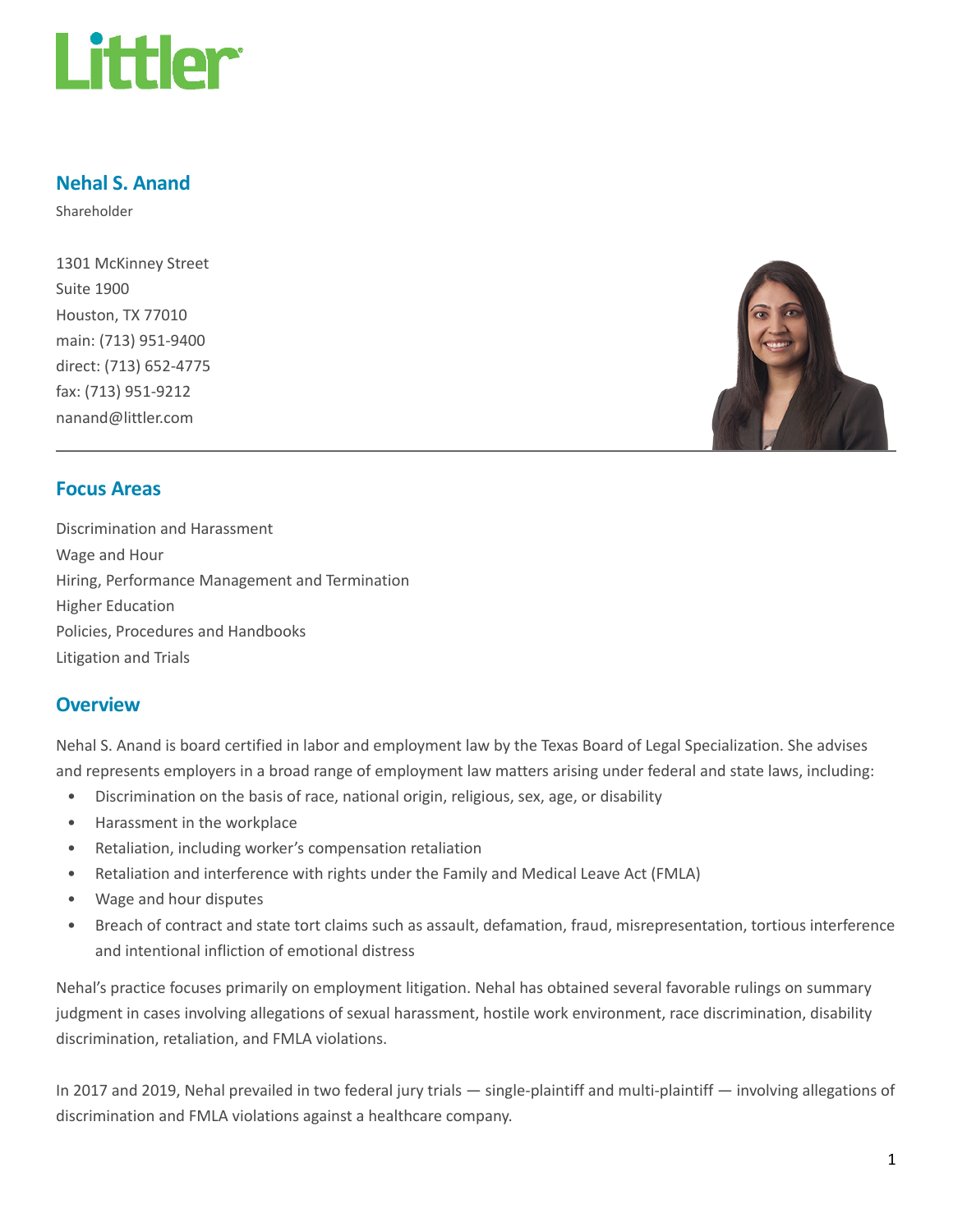# Littler

## Nehal S. Anand

Shareholder

1301 McKinney Street
Suite 1900
Houston, TX 77010
main: (713) 951-9400
direct: (713) 652-4775
fax: (713) 951-9212
nanand@littler.com

## Focus Areas

Discrimination and Harassment
Wage and Hour
Hiring, Performance Management and Termination
Higher Education
Policies, Procedures and Handbooks
Litigation and Trials

## Overview

Nehal S. Anand is board certified in labor and employment law by the Texas Board of Legal Specialization. She advises and represents employers in a broad range of employment law matters arising under federal and state laws, including:

- Discrimination on the basis of race, national origin, religious, sex, age, or disability
- Harassment in the workplace
- Retaliation, including worker's compensation retaliation
- Retaliation and interference with rights under the Family and Medical Leave Act (FMLA)
- Wage and hour disputes
- Breach of contract and state tort claims such as assault, defamation, fraud, misrepresentation, tortious interference and intentional infliction of emotional distress

Nehal's practice focuses primarily on employment litigation. Nehal has obtained several favorable rulings on summary judgment in cases involving allegations of sexual harassment, hostile work environment, race discrimination, disability discrimination, retaliation, and FMLA violations.

In 2017 and 2019, Nehal prevailed in two federal jury trials — single-plaintiff and multi-plaintiff — involving allegations of discrimination and FMLA violations against a healthcare company.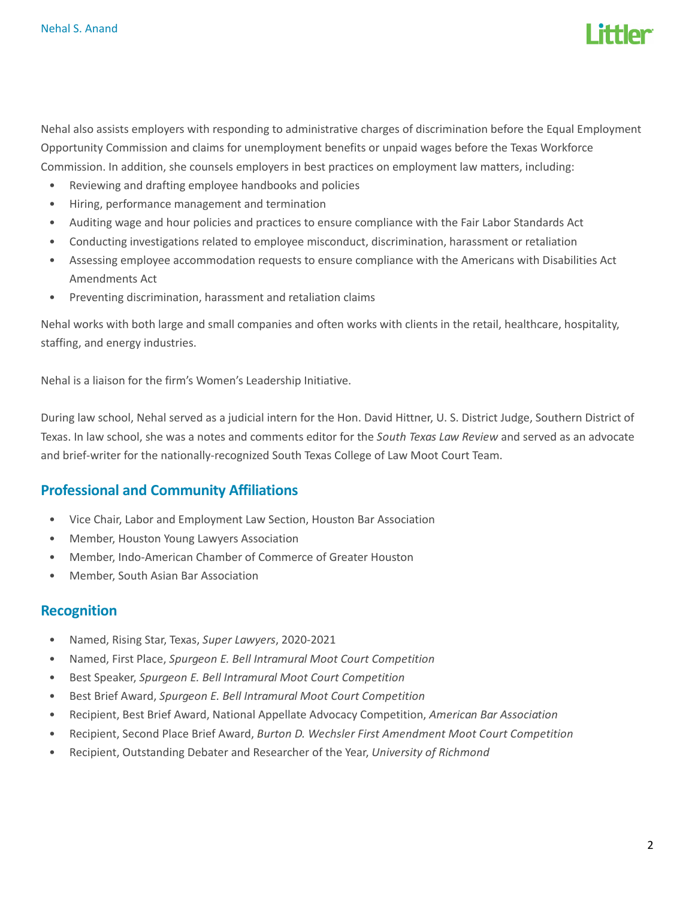Nehal also assists employers with responding to administrative charges of discrimination before the Equal Employment Opportunity Commission and claims for unemployment benefits or unpaid wages before the Texas Workforce Commission. In addition, she counsels employers in best practices on employment law matters, including:

- Reviewing and drafting employee handbooks and policies
- Hiring, performance management and termination
- Auditing wage and hour policies and practices to ensure compliance with the Fair Labor Standards Act
- Conducting investigations related to employee misconduct, discrimination, harassment or retaliation
- Assessing employee accommodation requests to ensure compliance with the Americans with Disabilities Act Amendments Act
- Preventing discrimination, harassment and retaliation claims

Nehal works with both large and small companies and often works with clients in the retail, healthcare, hospitality, staffing, and energy industries.

Nehal is a liaison for the firm's Women's Leadership Initiative.

During law school, Nehal served as a judicial intern for the Hon. David Hittner, U. S. District Judge, Southern District of Texas. In law school, she was a notes and comments editor for the *South Texas Law Review* and served as an advocate and brief-writer for the nationally-recognized South Texas College of Law Moot Court Team.

## Professional and Community Affiliations

- Vice Chair, Labor and Employment Law Section, Houston Bar Association
- Member, Houston Young Lawyers Association
- Member, Indo-American Chamber of Commerce of Greater Houston
- Member, South Asian Bar Association

## Recognition

- Named, Rising Star, Texas, *Super Lawyers*, 2020-2021
- Named, First Place, *Spurgeon E. Bell Intramural Moot Court Competition*
- Best Speaker, *Spurgeon E. Bell Intramural Moot Court Competition*
- Best Brief Award, *Spurgeon E. Bell Intramural Moot Court Competition*
- Recipient, Best Brief Award, National Appellate Advocacy Competition, *American Bar Association*
- Recipient, Second Place Brief Award, *Burton D. Wechsler First Amendment Moot Court Competition*
- Recipient, Outstanding Debater and Researcher of the Year, *University of Richmond*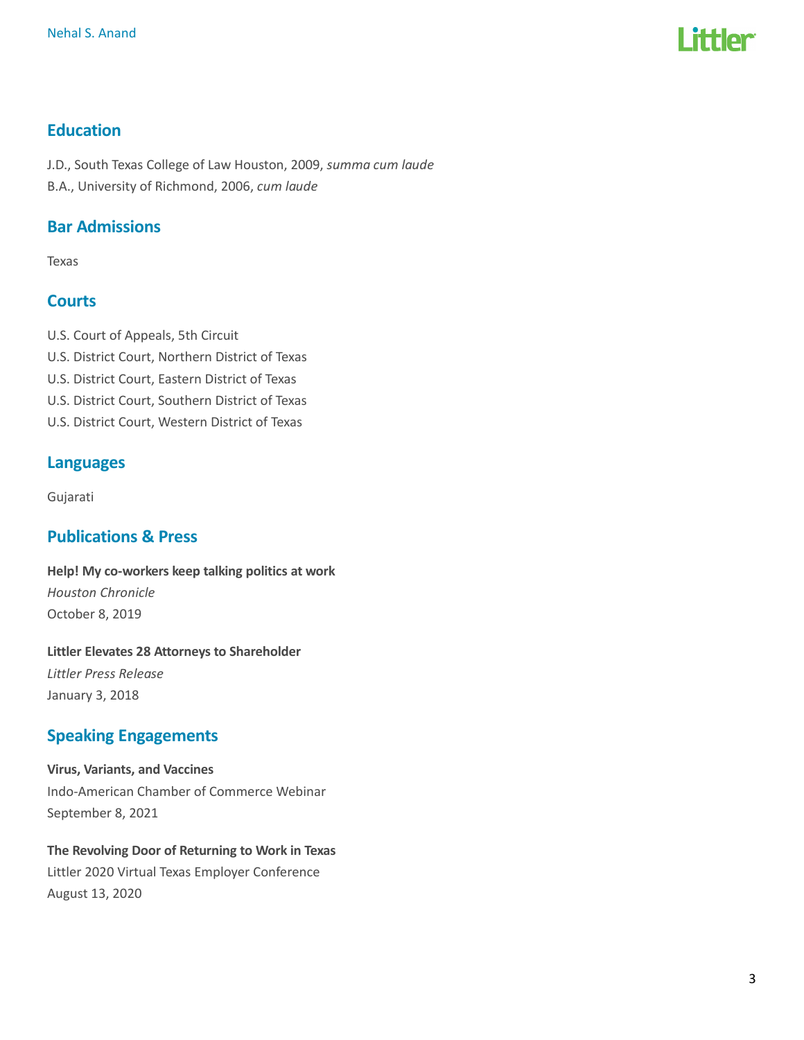## Education

J.D., South Texas College of Law Houston, 2009, *summa cum laude*
B.A., University of Richmond, 2006, *cum laude*

## Bar Admissions

Texas

## Courts

U.S. Court of Appeals, 5th Circuit
U.S. District Court, Northern District of Texas
U.S. District Court, Eastern District of Texas
U.S. District Court, Southern District of Texas
U.S. District Court, Western District of Texas

## Languages

Gujarati

## Publications & Press

**Help! My co-workers keep talking politics at work**
*Houston Chronicle*
October 8, 2019

**Littler Elevates 28 Attorneys to Shareholder**
*Littler Press Release*
January 3, 2018

## Speaking Engagements

**Virus, Variants, and Vaccines**
Indo-American Chamber of Commerce Webinar
September 8, 2021

**The Revolving Door of Returning to Work in Texas**
Littler 2020 Virtual Texas Employer Conference
August 13, 2020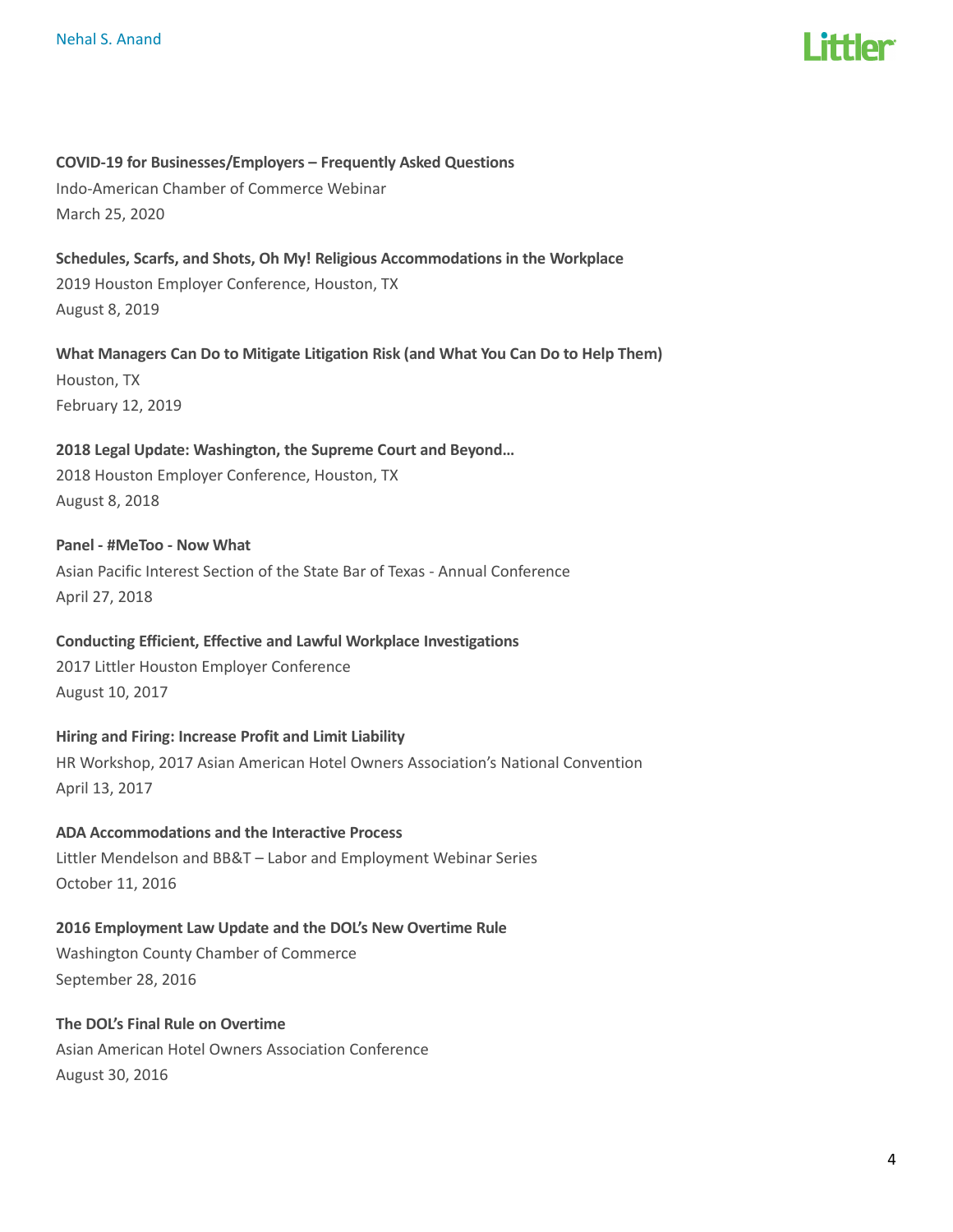**COVID-19 for Businesses/Employers – Frequently Asked Questions**
Indo-American Chamber of Commerce Webinar
March 25, 2020

**Schedules, Scarfs, and Shots, Oh My! Religious Accommodations in the Workplace**
2019 Houston Employer Conference, Houston, TX
August 8, 2019

**What Managers Can Do to Mitigate Litigation Risk (and What You Can Do to Help Them)**
Houston, TX
February 12, 2019

**2018 Legal Update: Washington, the Supreme Court and Beyond…**
2018 Houston Employer Conference, Houston, TX
August 8, 2018

**Panel - #MeToo - Now What**
Asian Pacific Interest Section of the State Bar of Texas - Annual Conference
April 27, 2018

**Conducting Efficient, Effective and Lawful Workplace Investigations**
2017 Littler Houston Employer Conference
August 10, 2017

**Hiring and Firing: Increase Profit and Limit Liability**
HR Workshop, 2017 Asian American Hotel Owners Association's National Convention
April 13, 2017

**ADA Accommodations and the Interactive Process**
Littler Mendelson and BB&T – Labor and Employment Webinar Series
October 11, 2016

**2016 Employment Law Update and the DOL's New Overtime Rule**
Washington County Chamber of Commerce
September 28, 2016

**The DOL's Final Rule on Overtime**
Asian American Hotel Owners Association Conference
August 30, 2016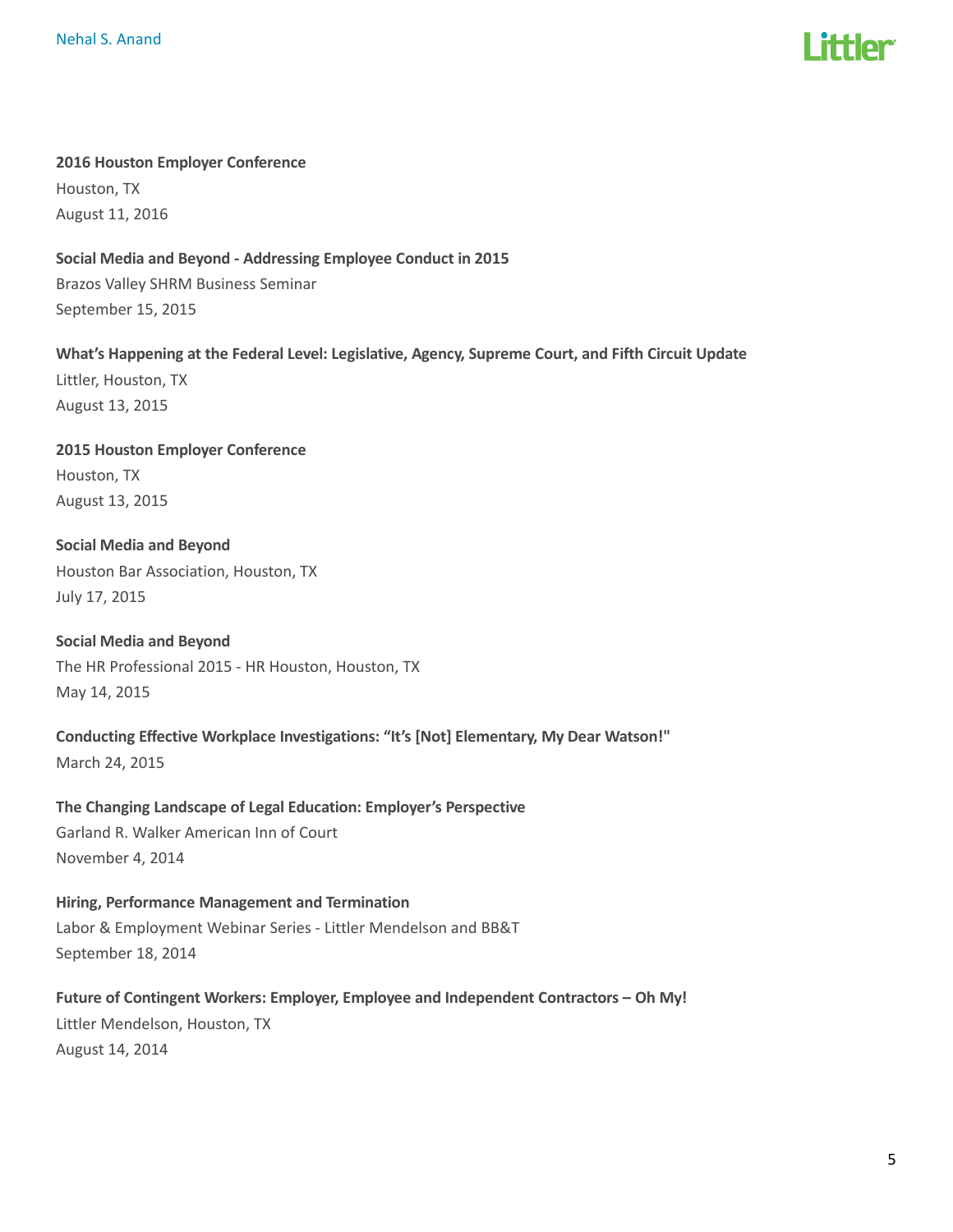**2016 Houston Employer Conference**
Houston, TX
August 11, 2016

**Social Media and Beyond - Addressing Employee Conduct in 2015**
Brazos Valley SHRM Business Seminar
September 15, 2015

**What's Happening at the Federal Level: Legislative, Agency, Supreme Court, and Fifth Circuit Update**
Littler, Houston, TX
August 13, 2015

**2015 Houston Employer Conference**
Houston, TX
August 13, 2015

**Social Media and Beyond**
Houston Bar Association, Houston, TX
July 17, 2015

**Social Media and Beyond**
The HR Professional 2015 - HR Houston, Houston, TX
May 14, 2015

**Conducting Effective Workplace Investigations: "It's [Not] Elementary, My Dear Watson!"**
March 24, 2015

**The Changing Landscape of Legal Education: Employer's Perspective**
Garland R. Walker American Inn of Court
November 4, 2014

**Hiring, Performance Management and Termination**
Labor & Employment Webinar Series - Littler Mendelson and BB&T
September 18, 2014

**Future of Contingent Workers: Employer, Employee and Independent Contractors – Oh My!**
Littler Mendelson, Houston, TX
August 14, 2014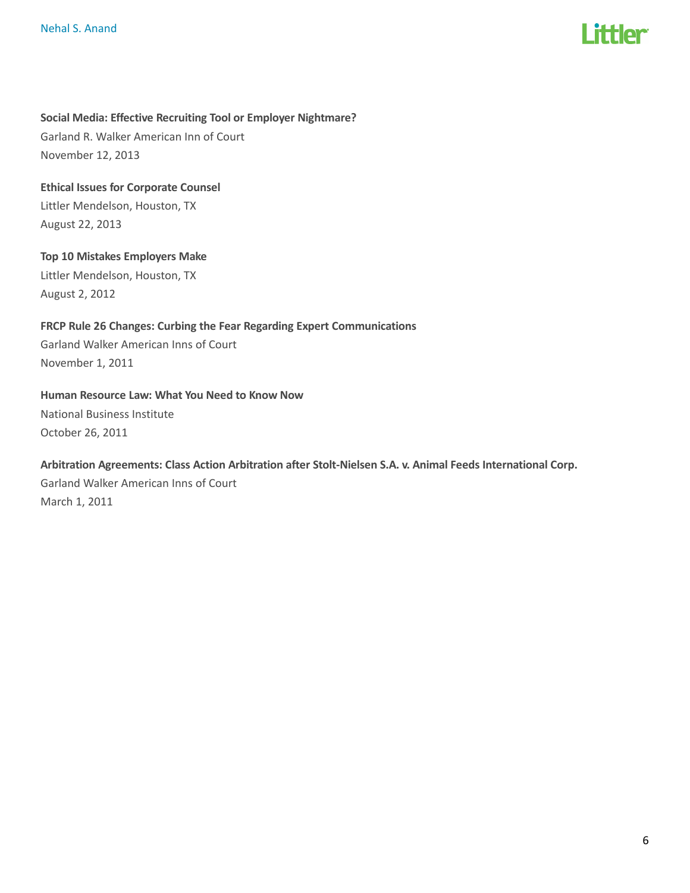**Social Media: Effective Recruiting Tool or Employer Nightmare?**
Garland R. Walker American Inn of Court
November 12, 2013

**Ethical Issues for Corporate Counsel**
Littler Mendelson, Houston, TX
August 22, 2013

**Top 10 Mistakes Employers Make**
Littler Mendelson, Houston, TX
August 2, 2012

**FRCP Rule 26 Changes: Curbing the Fear Regarding Expert Communications**
Garland Walker American Inns of Court
November 1, 2011

**Human Resource Law: What You Need to Know Now**
National Business Institute
October 26, 2011

**Arbitration Agreements: Class Action Arbitration after Stolt-Nielsen S.A. v. Animal Feeds International Corp.**
Garland Walker American Inns of Court
March 1, 2011